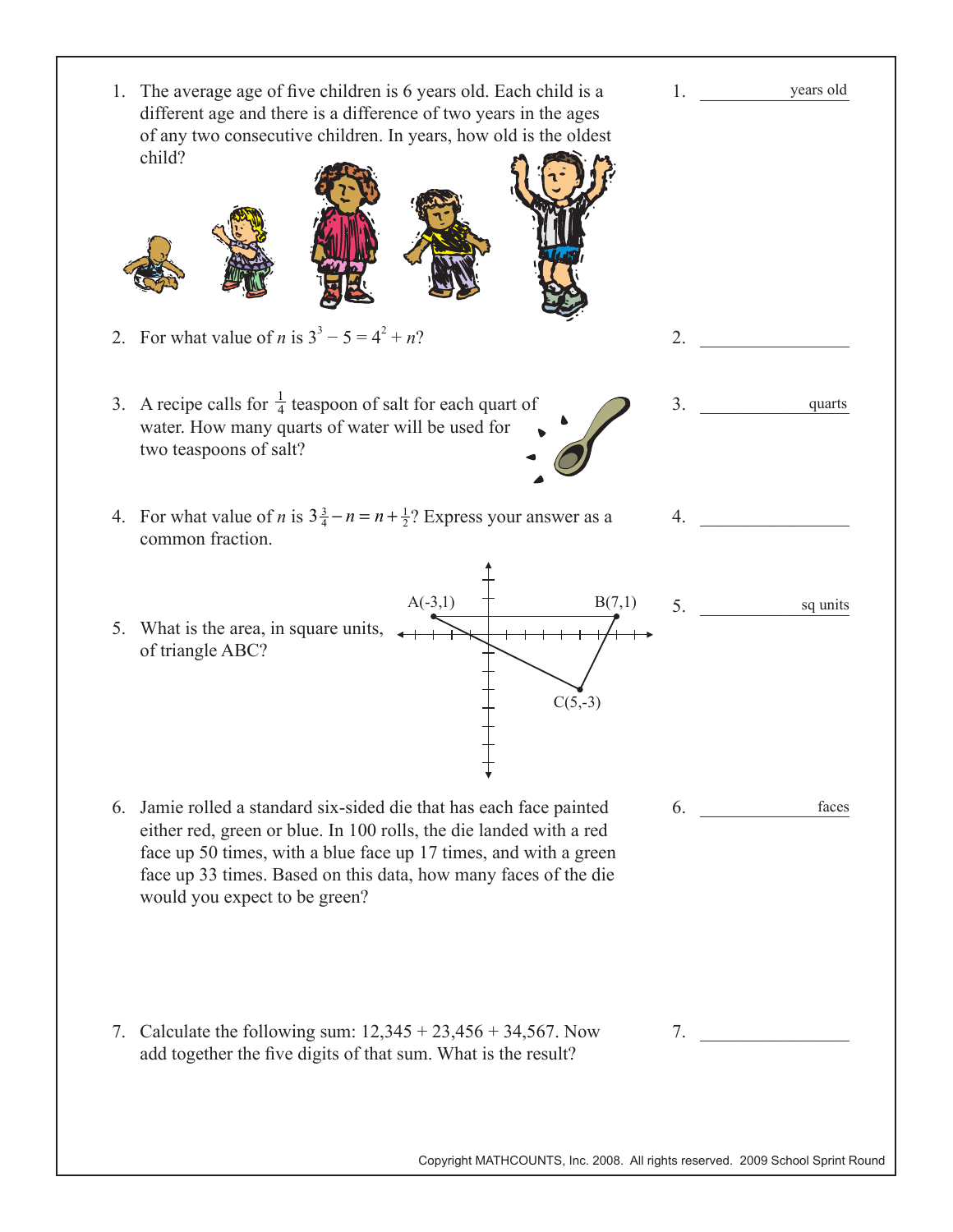1. The average age of five children is 6 years old. Each child is a different age and there is a difference of two years in the ages of any two consecutive children. In years, how old is the oldest child?

   1. ____________ years old

2. For what value of $n$ is $3^3 - 5 = 4^2 + n$?

   2. ____________

3. A recipe calls for $\frac{1}{4}$ teaspoon of salt for each quart of water. How many quarts of water will be used for two teaspoons of salt?

   3. ____________ quarts

4. For what value of $n$ is $3\frac{3}{4} - n = n + \frac{1}{2}$? Express your answer as a common fraction.

   4. ____________

5. What is the area, in square units, of triangle ABC?

   A(-3,1) B(7,1) C(5,-3)

   5. ____________ sq units

6. Jamie rolled a standard six-sided die that has each face painted either red, green or blue. In 100 rolls, the die landed with a red face up 50 times, with a blue face up 17 times, and with a green face up 33 times. Based on this data, how many faces of the die would you expect to be green?

   6. ____________ faces

7. Calculate the following sum: 12,345 + 23,456 + 34,567. Now add together the five digits of that sum. What is the result?

   7. ____________

Copyright MATHCOUNTS, Inc. 2008. All rights reserved. 2009 School Sprint Round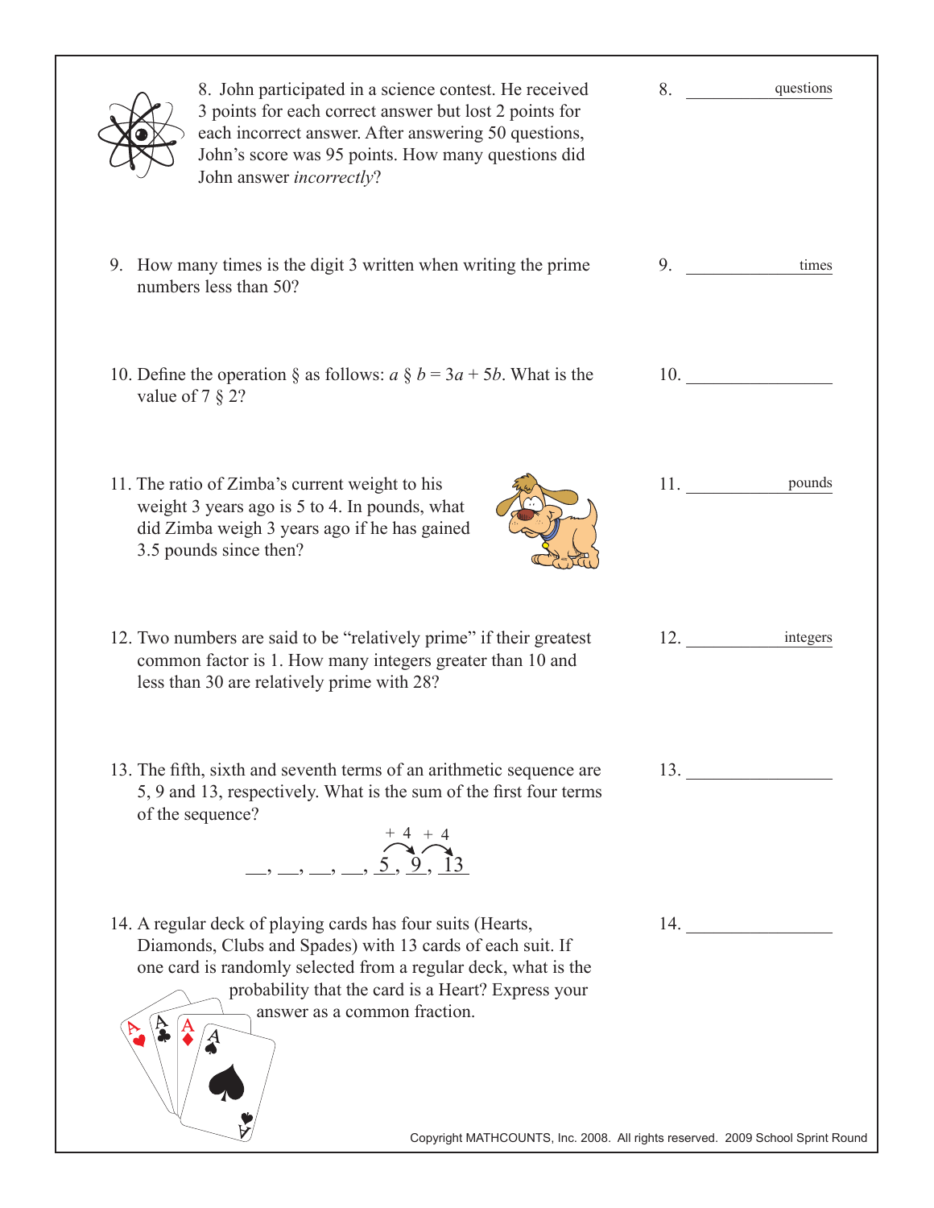8. John participated in a science contest. He received 3 points for each correct answer but lost 2 points for each incorrect answer. After answering 50 questions, John's score was 95 points. How many questions did John answer *incorrectly*?

8. ____________ questions

9. How many times is the digit 3 written when writing the prime numbers less than 50?

9. ____________ times

10. Define the operation § as follows: $a \S b = 3a + 5b$. What is the value of $7 \S 2$?

10. ____________

11. The ratio of Zimba's current weight to his weight 3 years ago is 5 to 4. In pounds, what did Zimba weigh 3 years ago if he has gained 3.5 pounds since then?

11. ____________ pounds

12. Two numbers are said to be "relatively prime" if their greatest common factor is 1. How many integers greater than 10 and less than 30 are relatively prime with 28?

12. ____________ integers

13. The fifth, sixth and seventh terms of an arithmetic sequence are 5, 9 and 13, respectively. What is the sum of the first four terms of the sequence?

__, __, __, __, 5, 9, 13 (+ 4, + 4)

13. ____________

14. A regular deck of playing cards has four suits (Hearts, Diamonds, Clubs and Spades) with 13 cards of each suit. If one card is randomly selected from a regular deck, what is the probability that the card is a Heart? Express your answer as a common fraction.

14. ____________

Copyright MATHCOUNTS, Inc. 2008. All rights reserved. 2009 School Sprint Round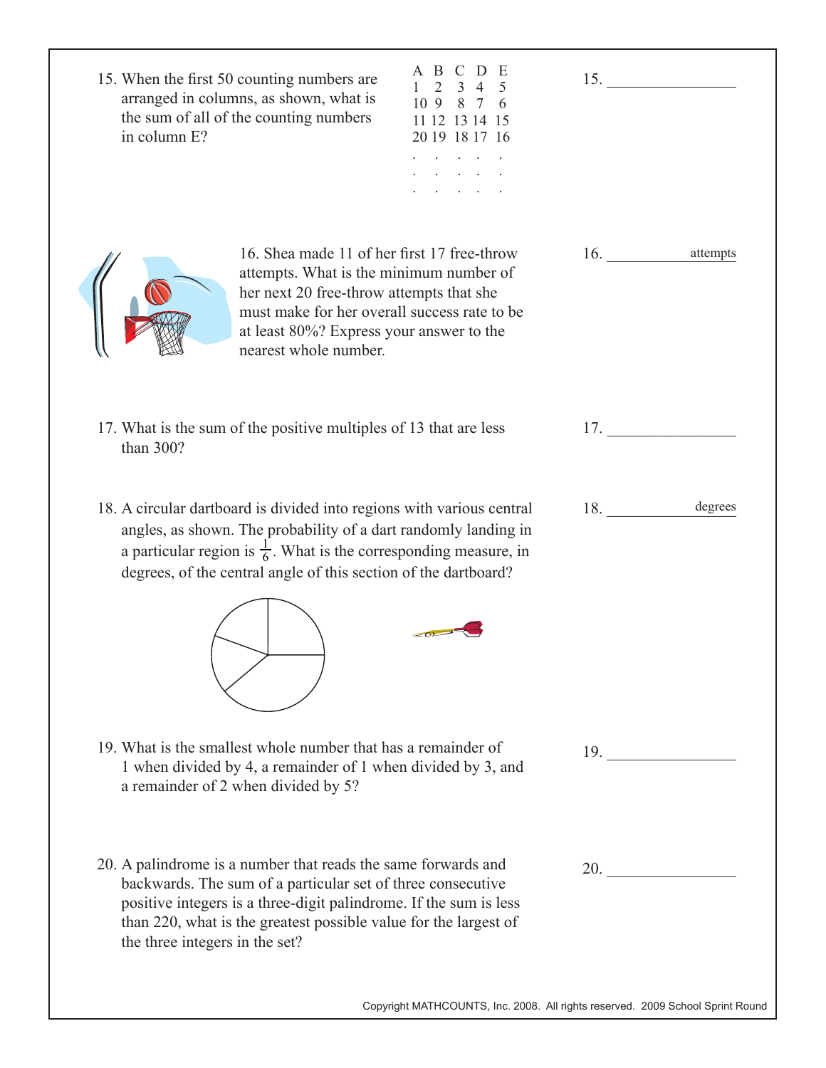15. When the first 50 counting numbers are arranged in columns, as shown, what is the sum of all of the counting numbers in column E?

| A | B | C | D | E |
|---|---|---|---|---|
| 1 | 2 | 3 | 4 | 5 |
| 10 | 9 | 8 | 7 | 6 |
| 11 | 12 | 13 | 14 | 15 |
| 20 | 19 | 18 | 17 | 16 |
| . | . | . | . | . |
| . | . | . | . | . |
| . | . | . | . | . |

15. ________________

16. Shea made 11 of her first 17 free-throw attempts. What is the minimum number of her next 20 free-throw attempts that she must make for her overall success rate to be at least 80%? Express your answer to the nearest whole number.

16. ________________ attempts

17. What is the sum of the positive multiples of 13 that are less than 300?

17. ________________

18. A circular dartboard is divided into regions with various central angles, as shown. The probability of a dart randomly landing in a particular region is $\frac{1}{6}$. What is the corresponding measure, in degrees, of the central angle of this section of the dartboard?

18. ________________ degrees

19. What is the smallest whole number that has a remainder of 1 when divided by 4, a remainder of 1 when divided by 3, and a remainder of 2 when divided by 5?

19. ________________

20. A palindrome is a number that reads the same forwards and backwards. The sum of a particular set of three consecutive positive integers is a three-digit palindrome. If the sum is less than 220, what is the greatest possible value for the largest of the three integers in the set?

20. ________________

Copyright MATHCOUNTS, Inc. 2008. All rights reserved. 2009 School Sprint Round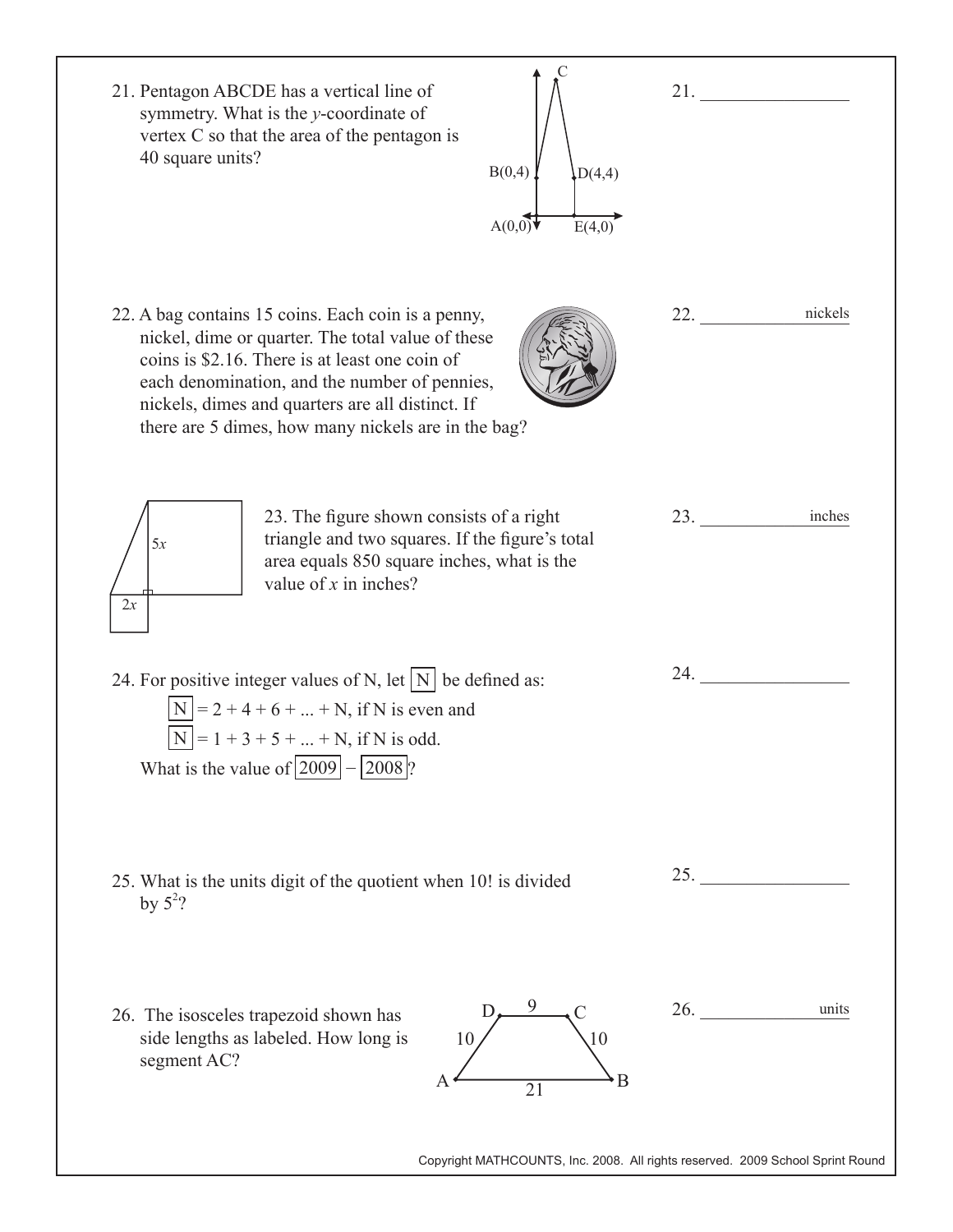21. Pentagon ABCDE has a vertical line of symmetry. What is the $y$-coordinate of vertex C so that the area of the pentagon is 40 square units?

C

B(0,4) D(4,4)

A(0,0) E(4,0)

21. ________________

22. A bag contains 15 coins. Each coin is a penny, nickel, dime or quarter. The total value of these coins is \$2.16. There is at least one coin of each denomination, and the number of pennies, nickels, dimes and quarters are all distinct. If there are 5 dimes, how many nickels are in the bag?

22. ________________ nickels

23. The figure shown consists of a right triangle and two squares. If the figure's total area equals 850 square inches, what is the value of $x$ in inches?

$5x$

$2x$

23. ________________ inches

24. For positive integer values of N, let $\boxed{N}$ be defined as:

$\boxed{N} = 2 + 4 + 6 + ... + N$, if N is even and

$\boxed{N} = 1 + 3 + 5 + ... + N$, if N is odd.

What is the value of $\boxed{2009} - \boxed{2008}$?

24. ________________

25. What is the units digit of the quotient when 10! is divided by $5^2$?

25. ________________

26. The isosceles trapezoid shown has side lengths as labeled. How long is segment AC?

D 9 C

10 10

A 21 B

26. ________________ units

Copyright MATHCOUNTS, Inc. 2008. All rights reserved. 2009 School Sprint Round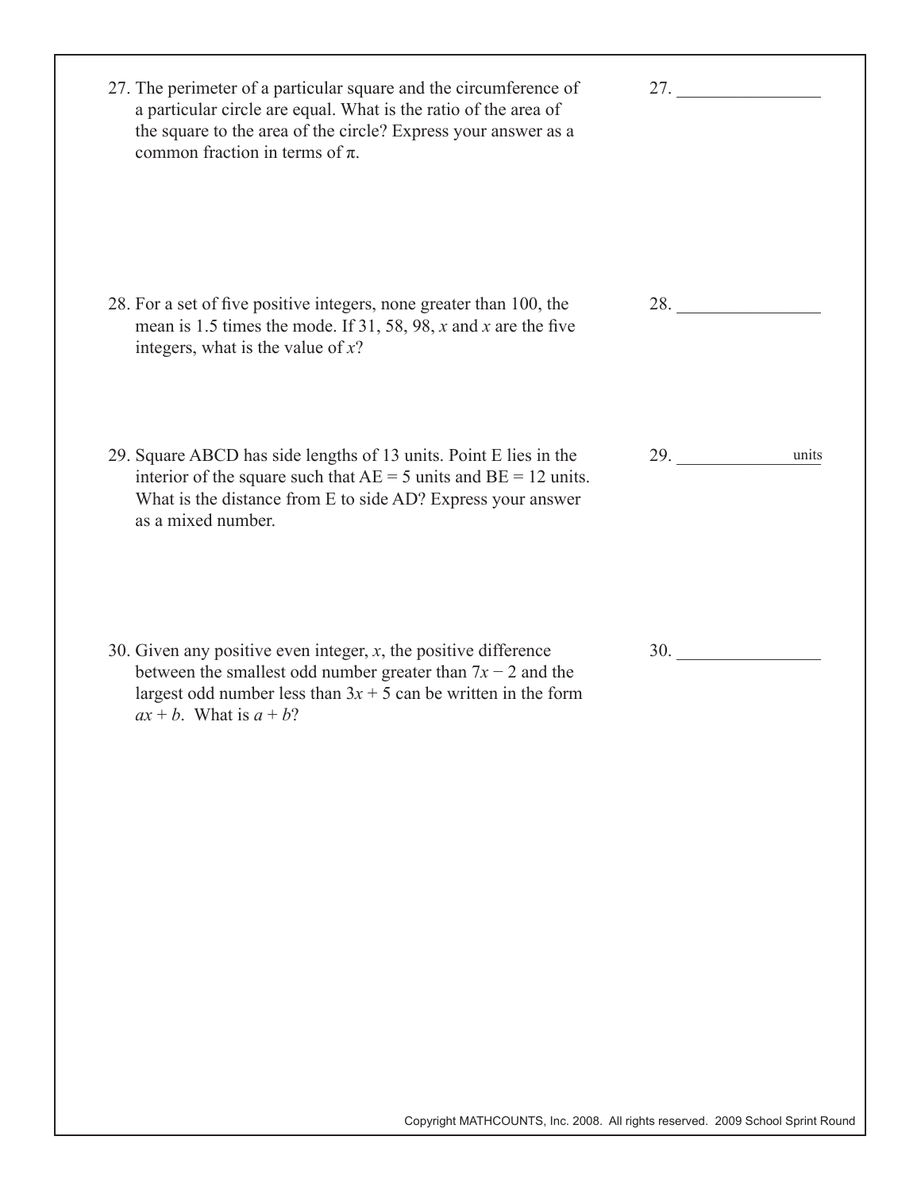27. The perimeter of a particular square and the circumference of a particular circle are equal. What is the ratio of the area of the square to the area of the circle? Express your answer as a common fraction in terms of $\pi$.

27. ________________

28. For a set of five positive integers, none greater than 100, the mean is 1.5 times the mode. If 31, 58, 98, $x$ and $x$ are the five integers, what is the value of $x$?

28. ________________

29. Square ABCD has side lengths of 13 units. Point E lies in the interior of the square such that AE = 5 units and BE = 12 units. What is the distance from E to side AD? Express your answer as a mixed number.

29. ______________ units

30. Given any positive even integer, $x$, the positive difference between the smallest odd number greater than $7x - 2$ and the largest odd number less than $3x + 5$ can be written in the form $ax + b$. What is $a + b$?

30. ________________